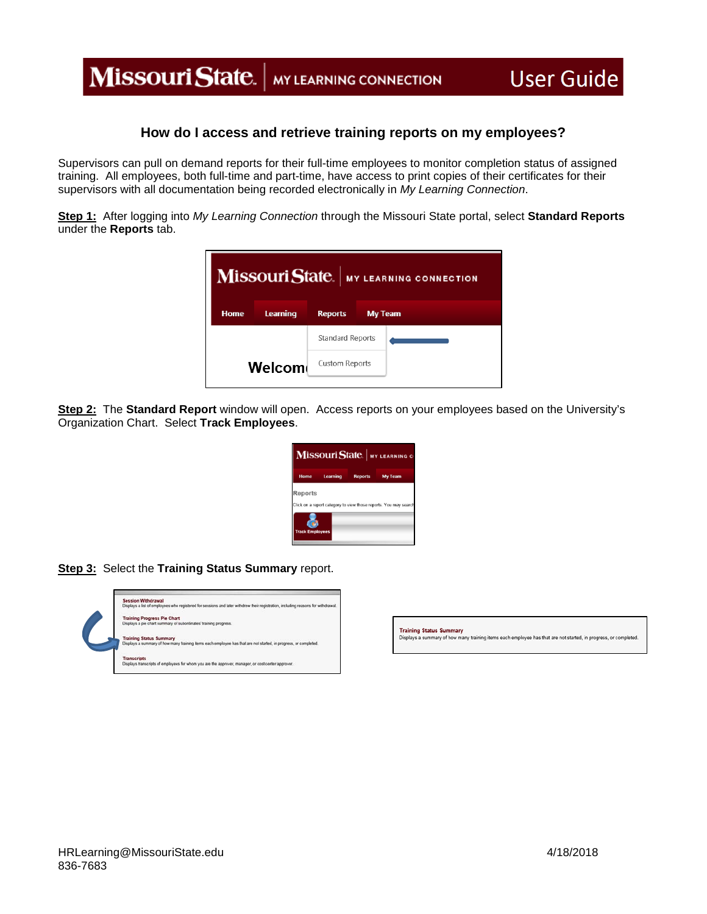# How do I access and retrieve training reports on my employees?

Supervisors can pull on demand reports for their full-time employees to monitor completion status of assigned training. All employees, both full-time and part-time, have access to print copies of their certificates for their supervisors with all documentation being recorded electronically in *My Learning Connection*.

**Step 1:** After logging into *My Learning Connection* through the Missouri State portal, select **Standard Reports** under the **Reports** tab.

**Step 2:** The **Standard Report** window will open. Access reports on your employees based on the University's Organization Chart. Select **Track Employees**.

**Step 3:** Select the **Training Status Summary** report.

HRLearning@MissouriState.edu
836-7683

4/18/2018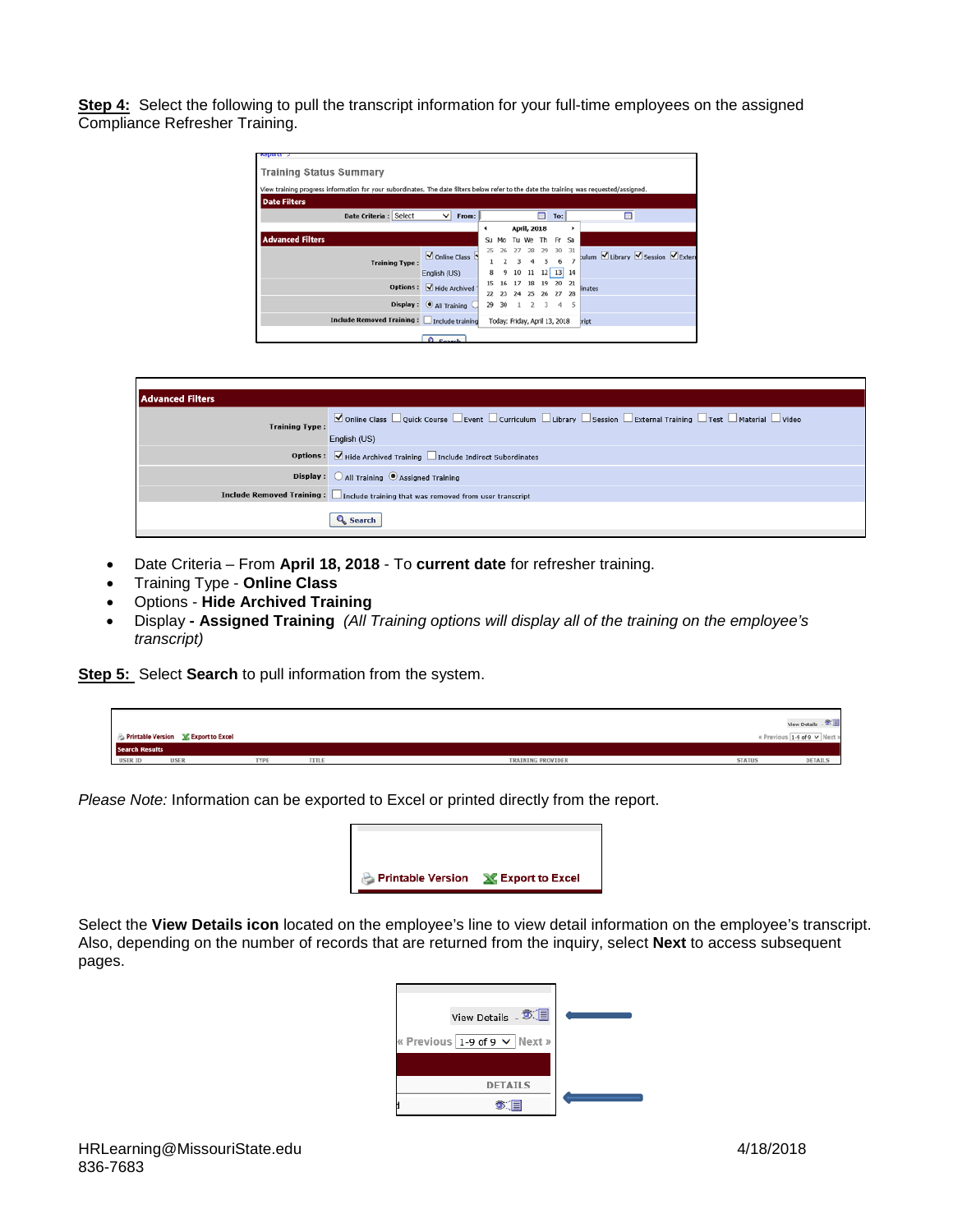**Step 4:** Select the following to pull the transcript information for your full-time employees on the assigned Compliance Refresher Training.

- Date Criteria – From **April 18, 2018** - To **current date** for refresher training.
- Training Type - **Online Class**
- Options - **Hide Archived Training**
- Display **- Assigned Training** *(All Training options will display all of the training on the employee's transcript)*

**Step 5:** Select **Search** to pull information from the system.

*Please Note:* Information can be exported to Excel or printed directly from the report.

Select the **View Details icon** located on the employee's line to view detail information on the employee's transcript. Also, depending on the number of records that are returned from the inquiry, select **Next** to access subsequent pages.

HRLearning@MissouriState.edu
836-7683

4/18/2018